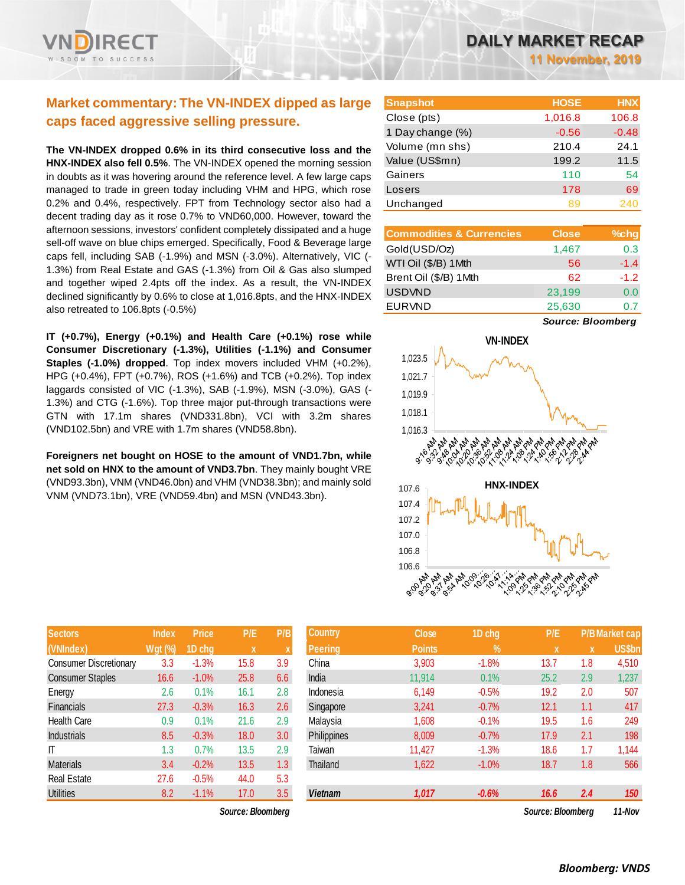# DAILY MARKET RECAP

**11 November, 2019**

## Market commentary: The VN-INDEX dipped as large caps faced aggressive selling pressure.

**The VN-INDEX dropped 0.6% in its third consecutive loss and the HNX-INDEX also fell 0.5%**. The VN-INDEX opened the morning session in doubts as it was hovering around the reference level. A few large caps managed to trade in green today including VHM and HPG, which rose 0.2% and 0.4%, respectively. FPT from Technology sector also had a decent trading day as it rose 0.7% to VND60,000. However, toward the afternoon sessions, investors' confident completely dissipated and a huge sell-off wave on blue chips emerged. Specifically, Food & Beverage large caps fell, including SAB (-1.9%) and MSN (-3.0%). Alternatively, VIC (-1.3%) from Real Estate and GAS (-1.3%) from Oil & Gas also slumped and together wiped 2.4pts off the index. As a result, the VN-INDEX declined significantly by 0.6% to close at 1,016.8pts, and the HNX-INDEX also retreated to 106.8pts (-0.5%)

**IT (+0.7%), Energy (+0.1%) and Health Care (+0.1%) rose while Consumer Discretionary (-1.3%), Utilities (-1.1%) and Consumer Staples (-1.0%) dropped**. Top index movers included VHM (+0.2%), HPG (+0.4%), FPT (+0.7%), ROS (+1.6%) and TCB (+0.2%). Top index laggards consisted of VIC (-1.3%), SAB (-1.9%), MSN (-3.0%), GAS (-1.3%) and CTG (-1.6%). Top three major put-through transactions were GTN with 17.1m shares (VND331.8bn), VCI with 3.2m shares (VND102.5bn) and VRE with 1.7m shares (VND58.8bn).

**Foreigners net bought on HOSE to the amount of VND1.7bn, while net sold on HNX to the amount of VND3.7bn**. They mainly bought VRE (VND93.3bn), VNM (VND46.0bn) and VHM (VND38.3bn); and mainly sold VNM (VND73.1bn), VRE (VND59.4bn) and MSN (VND43.3bn).

| Snapshot | HOSE | HNX |
|---|---|---|
| Close (pts) | 1,016.8 | 106.8 |
| 1 Day change (%) | -0.56 | -0.48 |
| Volume (mn shs) | 210.4 | 24.1 |
| Value (US$mn) | 199.2 | 11.5 |
| Gainers | 110 | 54 |
| Losers | 178 | 69 |
| Unchanged | 89 | 240 |

| Commodities & Currencies | Close | %chg |
|---|---|---|
| Gold(USD/Oz) | 1,467 | 0.3 |
| WTI Oil ($/B) 1Mth | 56 | -1.4 |
| Brent Oil ($/B) 1Mth | 62 | -1.2 |
| USDVND | 23,199 | 0.0 |
| EURVND | 25,630 | 0.7 |

*Source: Bloomberg*

| Sectors (VNIndex) | Index Wgt (%) | Price 1D chg | P/E x | P/B x |
|---|---|---|---|---|
| Consumer Discretionary | 3.3 | -1.3% | 15.8 | 3.9 |
| Consumer Staples | 16.6 | -1.0% | 25.8 | 6.6 |
| Energy | 2.6 | 0.1% | 16.1 | 2.8 |
| Financials | 27.3 | -0.3% | 16.3 | 2.6 |
| Health Care | 0.9 | 0.1% | 21.6 | 2.9 |
| Industrials | 8.5 | -0.3% | 18.0 | 3.0 |
| IT | 1.3 | 0.7% | 13.5 | 2.9 |
| Materials | 3.4 | -0.2% | 13.5 | 1.3 |
| Real Estate | 27.6 | -0.5% | 44.0 | 5.3 |
| Utilities | 8.2 | -1.1% | 17.0 | 3.5 |

*Source: Bloomberg*

| Country Peering | Close Points | 1D chg % | P/E x | P/B x | Market cap US$bn |
|---|---|---|---|---|---|
| China | 3,903 | -1.8% | 13.7 | 1.8 | 4,510 |
| India | 11,914 | 0.1% | 25.2 | 2.9 | 1,237 |
| Indonesia | 6,149 | -0.5% | 19.2 | 2.0 | 507 |
| Singapore | 3,241 | -0.7% | 12.1 | 1.1 | 417 |
| Malaysia | 1,608 | -0.1% | 19.5 | 1.6 | 249 |
| Philippines | 8,009 | -0.7% | 17.9 | 2.1 | 198 |
| Taiwan | 11,427 | -1.3% | 18.6 | 1.7 | 1,144 |
| Thailand | 1,622 | -1.0% | 18.7 | 1.8 | 566 |
| *Vietnam* | *1,017* | *-0.6%* | *16.6* | *2.4* | *150* |

*Source: Bloomberg* 11-Nov

*Bloomberg: VNDS*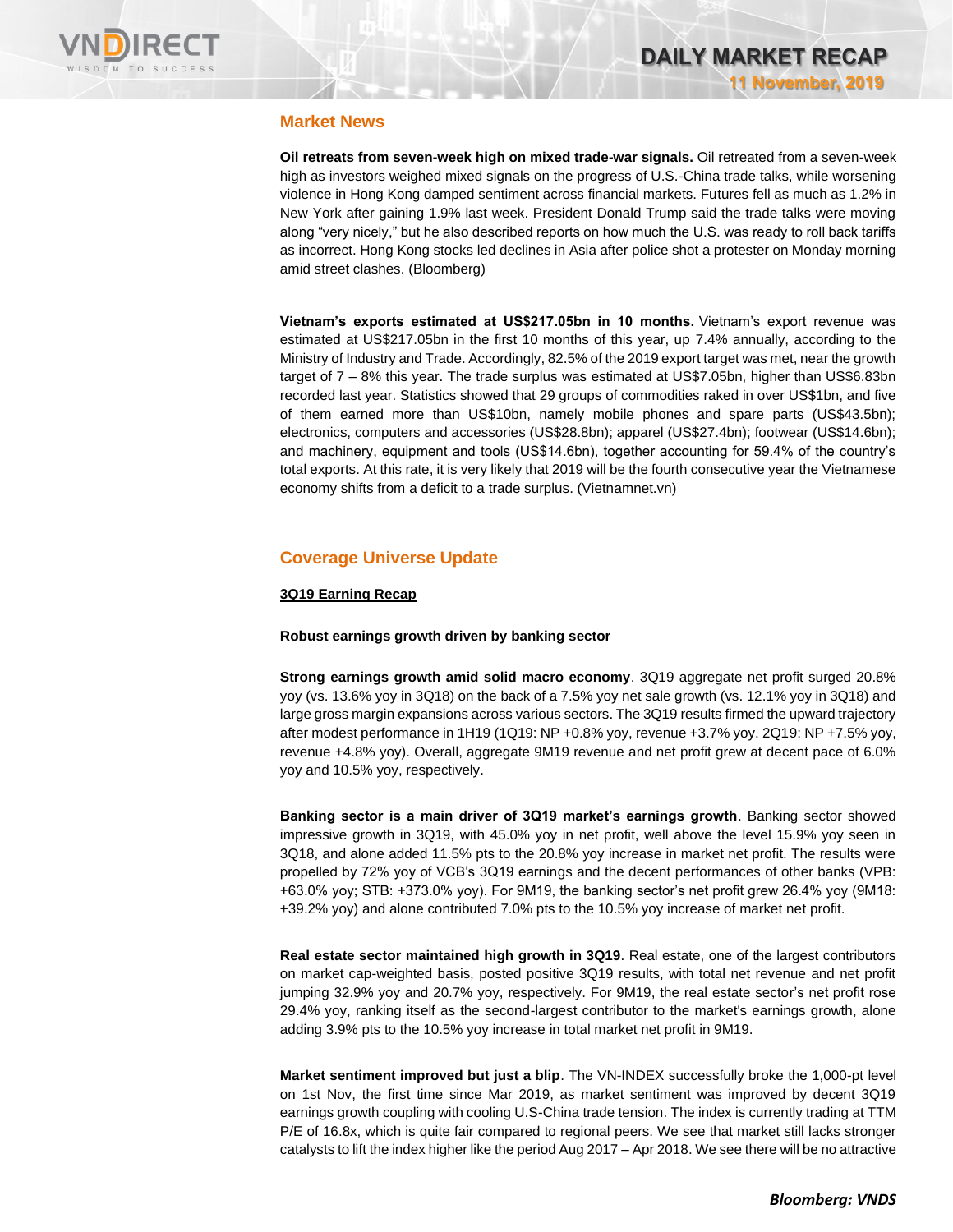## Market News

**Oil retreats from seven-week high on mixed trade-war signals.** Oil retreated from a seven-week high as investors weighed mixed signals on the progress of U.S.-China trade talks, while worsening violence in Hong Kong damped sentiment across financial markets. Futures fell as much as 1.2% in New York after gaining 1.9% last week. President Donald Trump said the trade talks were moving along "very nicely," but he also described reports on how much the U.S. was ready to roll back tariffs as incorrect. Hong Kong stocks led declines in Asia after police shot a protester on Monday morning amid street clashes. (Bloomberg)

**Vietnam's exports estimated at US$217.05bn in 10 months.** Vietnam's export revenue was estimated at US$217.05bn in the first 10 months of this year, up 7.4% annually, according to the Ministry of Industry and Trade. Accordingly, 82.5% of the 2019 export target was met, near the growth target of 7 – 8% this year. The trade surplus was estimated at US$7.05bn, higher than US$6.83bn recorded last year. Statistics showed that 29 groups of commodities raked in over US$1bn, and five of them earned more than US$10bn, namely mobile phones and spare parts (US$43.5bn); electronics, computers and accessories (US$28.8bn); apparel (US$27.4bn); footwear (US$14.6bn); and machinery, equipment and tools (US$14.6bn), together accounting for 59.4% of the country's total exports. At this rate, it is very likely that 2019 will be the fourth consecutive year the Vietnamese economy shifts from a deficit to a trade surplus. (Vietnamnet.vn)

## Coverage Universe Update

### 3Q19 Earning Recap

**Robust earnings growth driven by banking sector**

**Strong earnings growth amid solid macro economy**. 3Q19 aggregate net profit surged 20.8% yoy (vs. 13.6% yoy in 3Q18) on the back of a 7.5% yoy net sale growth (vs. 12.1% yoy in 3Q18) and large gross margin expansions across various sectors. The 3Q19 results firmed the upward trajectory after modest performance in 1H19 (1Q19: NP +0.8% yoy, revenue +3.7% yoy. 2Q19: NP +7.5% yoy, revenue +4.8% yoy). Overall, aggregate 9M19 revenue and net profit grew at decent pace of 6.0% yoy and 10.5% yoy, respectively.

**Banking sector is a main driver of 3Q19 market's earnings growth**. Banking sector showed impressive growth in 3Q19, with 45.0% yoy in net profit, well above the level 15.9% yoy seen in 3Q18, and alone added 11.5% pts to the 20.8% yoy increase in market net profit. The results were propelled by 72% yoy of VCB's 3Q19 earnings and the decent performances of other banks (VPB: +63.0% yoy; STB: +373.0% yoy). For 9M19, the banking sector's net profit grew 26.4% yoy (9M18: +39.2% yoy) and alone contributed 7.0% pts to the 10.5% yoy increase of market net profit.

**Real estate sector maintained high growth in 3Q19**. Real estate, one of the largest contributors on market cap-weighted basis, posted positive 3Q19 results, with total net revenue and net profit jumping 32.9% yoy and 20.7% yoy, respectively. For 9M19, the real estate sector's net profit rose 29.4% yoy, ranking itself as the second-largest contributor to the market's earnings growth, alone adding 3.9% pts to the 10.5% yoy increase in total market net profit in 9M19.

**Market sentiment improved but just a blip**. The VN-INDEX successfully broke the 1,000-pt level on 1st Nov, the first time since Mar 2019, as market sentiment was improved by decent 3Q19 earnings growth coupling with cooling U.S-China trade tension. The index is currently trading at TTM P/E of 16.8x, which is quite fair compared to regional peers. We see that market still lacks stronger catalysts to lift the index higher like the period Aug 2017 – Apr 2018. We see there will be no attractive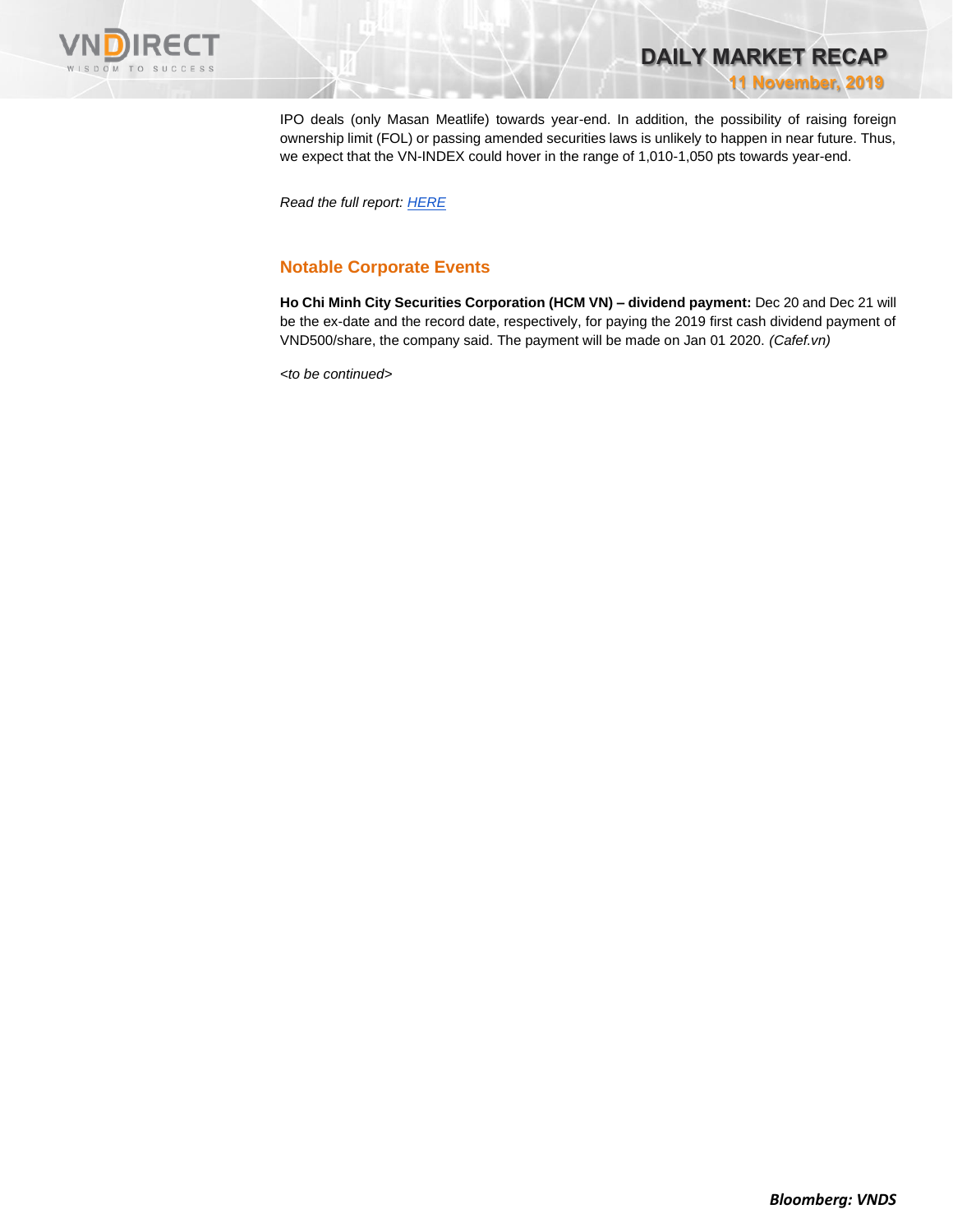IPO deals (only Masan Meatlife) towards year-end. In addition, the possibility of raising foreign ownership limit (FOL) or passing amended securities laws is unlikely to happen in near future. Thus, we expect that the VN-INDEX could hover in the range of 1,010-1,050 pts towards year-end.

*Read the full report: [HERE](HERE)*

## Notable Corporate Events

**Ho Chi Minh City Securities Corporation (HCM VN) – dividend payment:** Dec 20 and Dec 21 will be the ex-date and the record date, respectively, for paying the 2019 first cash dividend payment of VND500/share, the company said. The payment will be made on Jan 01 2020. *(Cafef.vn)*

*<to be continued>*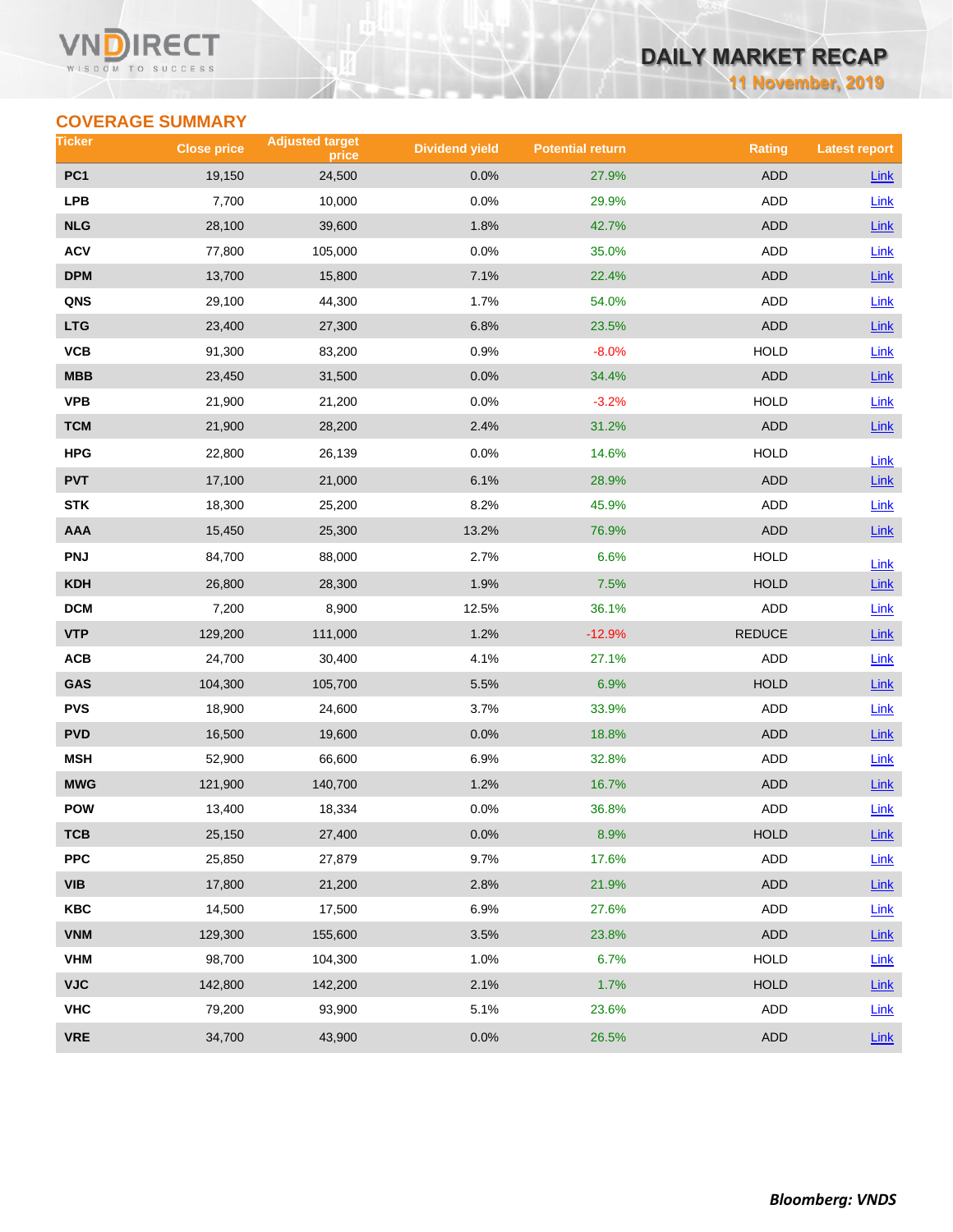## COVERAGE SUMMARY

| Ticker | Close price | Adjusted target price | Dividend yield | Potential return | Rating | Latest report |
|---|---|---|---|---|---|---|
| PC1 | 19,150 | 24,500 | 0.0% | 27.9% | ADD | Link |
| LPB | 7,700 | 10,000 | 0.0% | 29.9% | ADD | Link |
| NLG | 28,100 | 39,600 | 1.8% | 42.7% | ADD | Link |
| ACV | 77,800 | 105,000 | 0.0% | 35.0% | ADD | Link |
| DPM | 13,700 | 15,800 | 7.1% | 22.4% | ADD | Link |
| QNS | 29,100 | 44,300 | 1.7% | 54.0% | ADD | Link |
| LTG | 23,400 | 27,300 | 6.8% | 23.5% | ADD | Link |
| VCB | 91,300 | 83,200 | 0.9% | -8.0% | HOLD | Link |
| MBB | 23,450 | 31,500 | 0.0% | 34.4% | ADD | Link |
| VPB | 21,900 | 21,200 | 0.0% | -3.2% | HOLD | Link |
| TCM | 21,900 | 28,200 | 2.4% | 31.2% | ADD | Link |
| HPG | 22,800 | 26,139 | 0.0% | 14.6% | HOLD | Link |
| PVT | 17,100 | 21,000 | 6.1% | 28.9% | ADD | Link |
| STK | 18,300 | 25,200 | 8.2% | 45.9% | ADD | Link |
| AAA | 15,450 | 25,300 | 13.2% | 76.9% | ADD | Link |
| PNJ | 84,700 | 88,000 | 2.7% | 6.6% | HOLD | Link |
| KDH | 26,800 | 28,300 | 1.9% | 7.5% | HOLD | Link |
| DCM | 7,200 | 8,900 | 12.5% | 36.1% | ADD | Link |
| VTP | 129,200 | 111,000 | 1.2% | -12.9% | REDUCE | Link |
| ACB | 24,700 | 30,400 | 4.1% | 27.1% | ADD | Link |
| GAS | 104,300 | 105,700 | 5.5% | 6.9% | HOLD | Link |
| PVS | 18,900 | 24,600 | 3.7% | 33.9% | ADD | Link |
| PVD | 16,500 | 19,600 | 0.0% | 18.8% | ADD | Link |
| MSH | 52,900 | 66,600 | 6.9% | 32.8% | ADD | Link |
| MWG | 121,900 | 140,700 | 1.2% | 16.7% | ADD | Link |
| POW | 13,400 | 18,334 | 0.0% | 36.8% | ADD | Link |
| TCB | 25,150 | 27,400 | 0.0% | 8.9% | HOLD | Link |
| PPC | 25,850 | 27,879 | 9.7% | 17.6% | ADD | Link |
| VIB | 17,800 | 21,200 | 2.8% | 21.9% | ADD | Link |
| KBC | 14,500 | 17,500 | 6.9% | 27.6% | ADD | Link |
| VNM | 129,300 | 155,600 | 3.5% | 23.8% | ADD | Link |
| VHM | 98,700 | 104,300 | 1.0% | 6.7% | HOLD | Link |
| VJC | 142,800 | 142,200 | 2.1% | 1.7% | HOLD | Link |
| VHC | 79,200 | 93,900 | 5.1% | 23.6% | ADD | Link |
| VRE | 34,700 | 43,900 | 0.0% | 26.5% | ADD | Link |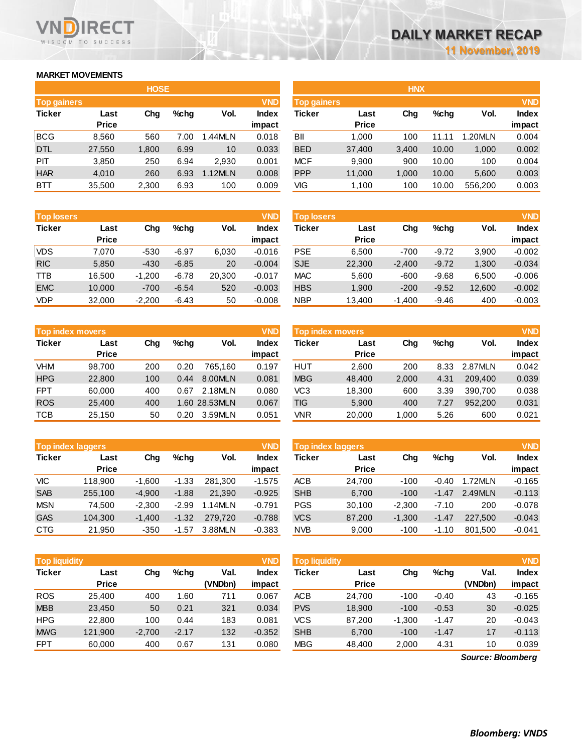# DAILY MARKET RECAP

11 November, 2019

## MARKET MOVEMENTS

### HOSE

**Top gainers** (VND)

| Ticker | Last Price | Chg | %chg | Vol. | Index impact |
|---|---|---|---|---|---|
| BCG | 8,560 | 560 | 7.00 | 1.44MLN | 0.018 |
| DTL | 27,550 | 1,800 | 6.99 | 10 | 0.033 |
| PIT | 3,850 | 250 | 6.94 | 2,930 | 0.001 |
| HAR | 4,010 | 260 | 6.93 | 1.12MLN | 0.008 |
| BTT | 35,500 | 2,300 | 6.93 | 100 | 0.009 |

**Top losers** (VND)

| Ticker | Last Price | Chg | %chg | Vol. | Index impact |
|---|---|---|---|---|---|
| VDS | 7,070 | -530 | -6.97 | 6,030 | -0.016 |
| RIC | 5,850 | -430 | -6.85 | 20 | -0.004 |
| TTB | 16,500 | -1,200 | -6.78 | 20,300 | -0.017 |
| EMC | 10,000 | -700 | -6.54 | 520 | -0.003 |
| VDP | 32,000 | -2,200 | -6.43 | 50 | -0.008 |

**Top index movers** (VND)

| Ticker | Last Price | Chg | %chg | Vol. | Index impact |
|---|---|---|---|---|---|
| VHM | 98,700 | 200 | 0.20 | 765,160 | 0.197 |
| HPG | 22,800 | 100 | 0.44 | 8.00MLN | 0.081 |
| FPT | 60,000 | 400 | 0.67 | 2.18MLN | 0.080 |
| ROS | 25,400 | 400 | 1.60 | 28.53MLN | 0.067 |
| TCB | 25,150 | 50 | 0.20 | 3.59MLN | 0.051 |

**Top index laggers** (VND)

| Ticker | Last Price | Chg | %chg | Vol. | Index impact |
|---|---|---|---|---|---|
| VIC | 118,900 | -1,600 | -1.33 | 281,300 | -1.575 |
| SAB | 255,100 | -4,900 | -1.88 | 21,390 | -0.925 |
| MSN | 74,500 | -2,300 | -2.99 | 1.14MLN | -0.791 |
| GAS | 104,300 | -1,400 | -1.32 | 279,720 | -0.788 |
| CTG | 21,950 | -350 | -1.57 | 3.88MLN | -0.383 |

**Top liquidity** (VND)

| Ticker | Last Price | Chg | %chg | Val. (VNDbn) | Index impact |
|---|---|---|---|---|---|
| ROS | 25,400 | 400 | 1.60 | 711 | 0.067 |
| MBB | 23,450 | 50 | 0.21 | 321 | 0.034 |
| HPG | 22,800 | 100 | 0.44 | 183 | 0.081 |
| MWG | 121,900 | -2,700 | -2.17 | 132 | -0.352 |
| FPT | 60,000 | 400 | 0.67 | 131 | 0.080 |

### HNX

**Top gainers** (VND)

| Ticker | Last Price | Chg | %chg | Vol. | Index impact |
|---|---|---|---|---|---|
| BII | 1,000 | 100 | 11.11 | 1.20MLN | 0.004 |
| BED | 37,400 | 3,400 | 10.00 | 1,000 | 0.002 |
| MCF | 9,900 | 900 | 10.00 | 100 | 0.004 |
| PPP | 11,000 | 1,000 | 10.00 | 5,600 | 0.003 |
| VIG | 1,100 | 100 | 10.00 | 556,200 | 0.003 |

**Top losers** (VND)

| Ticker | Last Price | Chg | %chg | Vol. | Index impact |
|---|---|---|---|---|---|
| PSE | 6,500 | -700 | -9.72 | 3,900 | -0.002 |
| SJE | 22,300 | -2,400 | -9.72 | 1,300 | -0.034 |
| MAC | 5,600 | -600 | -9.68 | 6,500 | -0.006 |
| HBS | 1,900 | -200 | -9.52 | 12,600 | -0.002 |
| NBP | 13,400 | -1,400 | -9.46 | 400 | -0.003 |

**Top index movers** (VND)

| Ticker | Last Price | Chg | %chg | Vol. | Index impact |
|---|---|---|---|---|---|
| HUT | 2,600 | 200 | 8.33 | 2.87MLN | 0.042 |
| MBG | 48,400 | 2,000 | 4.31 | 209,400 | 0.039 |
| VC3 | 18,300 | 600 | 3.39 | 390,700 | 0.038 |
| TIG | 5,900 | 400 | 7.27 | 952,200 | 0.031 |
| VNR | 20,000 | 1,000 | 5.26 | 600 | 0.021 |

**Top index laggers** (VND)

| Ticker | Last Price | Chg | %chg | Vol. | Index impact |
|---|---|---|---|---|---|
| ACB | 24,700 | -100 | -0.40 | 1.72MLN | -0.165 |
| SHB | 6,700 | -100 | -1.47 | 2.49MLN | -0.113 |
| PGS | 30,100 | -2,300 | -7.10 | 200 | -0.078 |
| VCS | 87,200 | -1,300 | -1.47 | 227,500 | -0.043 |
| NVB | 9,000 | -100 | -1.10 | 801,500 | -0.041 |

**Top liquidity** (VND)

| Ticker | Last Price | Chg | %chg | Val. (VNDbn) | Index impact |
|---|---|---|---|---|---|
| ACB | 24,700 | -100 | -0.40 | 43 | -0.165 |
| PVS | 18,900 | -100 | -0.53 | 30 | -0.025 |
| VCS | 87,200 | -1,300 | -1.47 | 20 | -0.043 |
| SHB | 6,700 | -100 | -1.47 | 17 | -0.113 |
| MBG | 48,400 | 2,000 | 4.31 | 10 | 0.039 |

*Source: Bloomberg*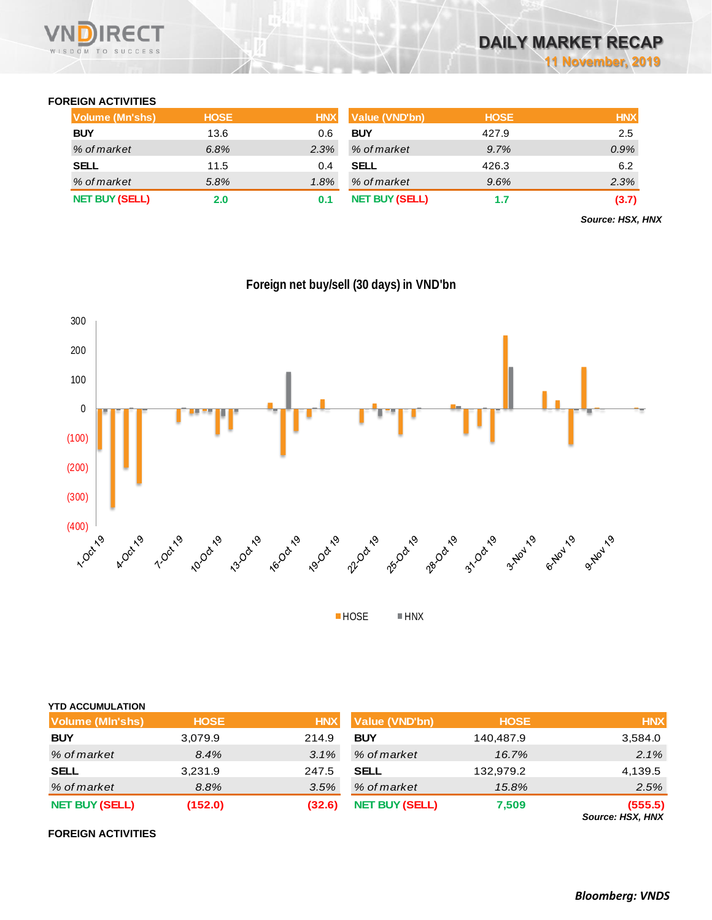## FOREIGN ACTIVITIES

| Volume (Mn'shs) | HOSE | HNX |
|---|---|---|
| **BUY** | 13.6 | 0.6 |
| *% of market* | *6.8%* | *2.3%* |
| **SELL** | 11.5 | 0.4 |
| *% of market* | *5.8%* | *1.8%* |
| **NET BUY (SELL)** | **2.0** | **0.1** |

| Value (VND'bn) | HOSE | HNX |
|---|---|---|
| **BUY** | 427.9 | 2.5 |
| *% of market* | *9.7%* | *0.9%* |
| **SELL** | 426.3 | 6.2 |
| *% of market* | *9.6%* | *2.3%* |
| **NET BUY (SELL)** | **1.7** | **(3.7)** |

***Source: HSX, HNX***

**Foreign net buy/sell (30 days) in VND'bn**

## YTD ACCUMULATION

| Volume (Mln'shs) | HOSE | HNX |
|---|---|---|
| **BUY** | 3,079.9 | 214.9 |
| *% of market* | *8.4%* | *3.1%* |
| **SELL** | 3,231.9 | 247.5 |
| *% of market* | *8.8%* | *3.5%* |
| **NET BUY (SELL)** | **(152.0)** | **(32.6)** |

| Value (VND'bn) | HOSE | HNX |
|---|---|---|
| **BUY** | 140,487.9 | 3,584.0 |
| *% of market* | *16.7%* | *2.1%* |
| **SELL** | 132,979.2 | 4,139.5 |
| *% of market* | *15.8%* | *2.5%* |
| **NET BUY (SELL)** | **7,509** | **(555.5)** |

***Source: HSX, HNX***

## FOREIGN ACTIVITIES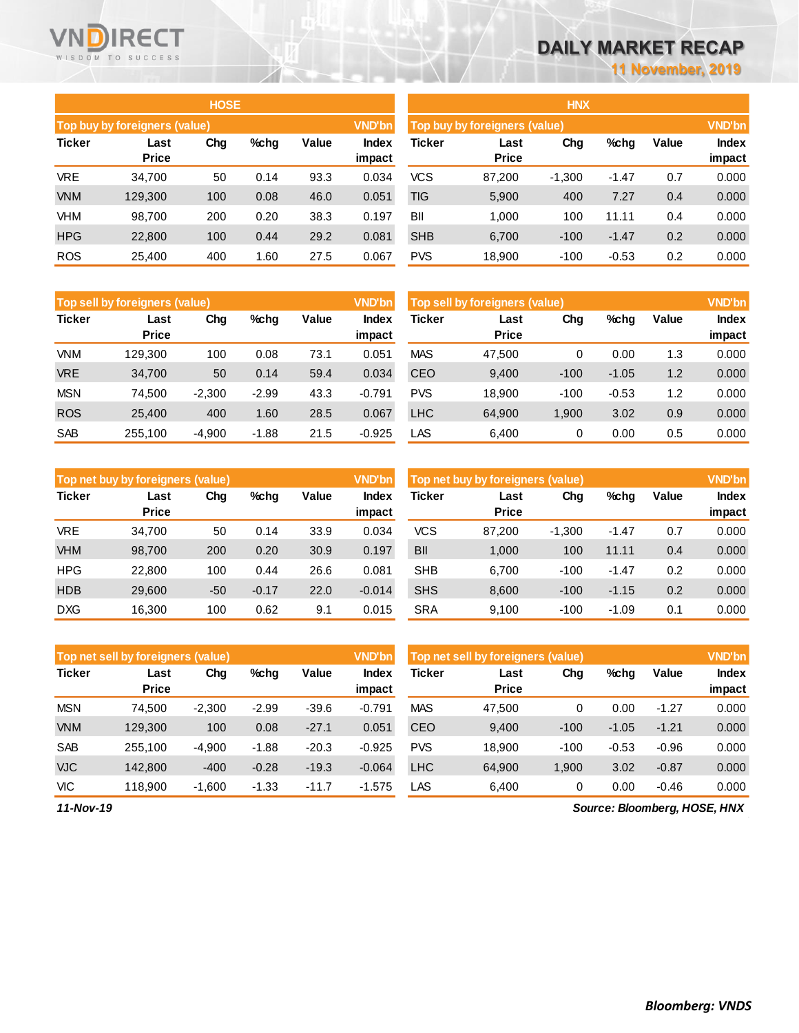# DAILY MARKET RECAP

11 November, 2019

## HOSE

### Top buy by foreigners (value) — VND'bn

| Ticker | Last Price | Chg | %chg | Value | Index impact |
|---|---|---|---|---|---|
| VRE | 34,700 | 50 | 0.14 | 93.3 | 0.034 |
| VNM | 129,300 | 100 | 0.08 | 46.0 | 0.051 |
| VHM | 98,700 | 200 | 0.20 | 38.3 | 0.197 |
| HPG | 22,800 | 100 | 0.44 | 29.2 | 0.081 |
| ROS | 25,400 | 400 | 1.60 | 27.5 | 0.067 |

### Top sell by foreigners (value) — VND'bn

| Ticker | Last Price | Chg | %chg | Value | Index impact |
|---|---|---|---|---|---|
| VNM | 129,300 | 100 | 0.08 | 73.1 | 0.051 |
| VRE | 34,700 | 50 | 0.14 | 59.4 | 0.034 |
| MSN | 74,500 | -2,300 | -2.99 | 43.3 | -0.791 |
| ROS | 25,400 | 400 | 1.60 | 28.5 | 0.067 |
| SAB | 255,100 | -4,900 | -1.88 | 21.5 | -0.925 |

### Top net buy by foreigners (value) — VND'bn

| Ticker | Last Price | Chg | %chg | Value | Index impact |
|---|---|---|---|---|---|
| VRE | 34,700 | 50 | 0.14 | 33.9 | 0.034 |
| VHM | 98,700 | 200 | 0.20 | 30.9 | 0.197 |
| HPG | 22,800 | 100 | 0.44 | 26.6 | 0.081 |
| HDB | 29,600 | -50 | -0.17 | 22.0 | -0.014 |
| DXG | 16,300 | 100 | 0.62 | 9.1 | 0.015 |

### Top net sell by foreigners (value) — VND'bn

| Ticker | Last Price | Chg | %chg | Value | Index impact |
|---|---|---|---|---|---|
| MSN | 74,500 | -2,300 | -2.99 | -39.6 | -0.791 |
| VNM | 129,300 | 100 | 0.08 | -27.1 | 0.051 |
| SAB | 255,100 | -4,900 | -1.88 | -20.3 | -0.925 |
| VJC | 142,800 | -400 | -0.28 | -19.3 | -0.064 |
| VIC | 118,900 | -1,600 | -1.33 | -11.7 | -1.575 |

## HNX

### Top buy by foreigners (value) — VND'bn

| Ticker | Last Price | Chg | %chg | Value | Index impact |
|---|---|---|---|---|---|
| VCS | 87,200 | -1,300 | -1.47 | 0.7 | 0.000 |
| TIG | 5,900 | 400 | 7.27 | 0.4 | 0.000 |
| BII | 1,000 | 100 | 11.11 | 0.4 | 0.000 |
| SHB | 6,700 | -100 | -1.47 | 0.2 | 0.000 |
| PVS | 18,900 | -100 | -0.53 | 0.2 | 0.000 |

### Top sell by foreigners (value) — VND'bn

| Ticker | Last Price | Chg | %chg | Value | Index impact |
|---|---|---|---|---|---|
| MAS | 47,500 | 0 | 0.00 | 1.3 | 0.000 |
| CEO | 9,400 | -100 | -1.05 | 1.2 | 0.000 |
| PVS | 18,900 | -100 | -0.53 | 1.2 | 0.000 |
| LHC | 64,900 | 1,900 | 3.02 | 0.9 | 0.000 |
| LAS | 6,400 | 0 | 0.00 | 0.5 | 0.000 |

### Top net buy by foreigners (value) — VND'bn

| Ticker | Last Price | Chg | %chg | Value | Index impact |
|---|---|---|---|---|---|
| VCS | 87,200 | -1,300 | -1.47 | 0.7 | 0.000 |
| BII | 1,000 | 100 | 11.11 | 0.4 | 0.000 |
| SHB | 6,700 | -100 | -1.47 | 0.2 | 0.000 |
| SHS | 8,600 | -100 | -1.15 | 0.2 | 0.000 |
| SRA | 9,100 | -100 | -1.09 | 0.1 | 0.000 |

### Top net sell by foreigners (value) — VND'bn

| Ticker | Last Price | Chg | %chg | Value | Index impact |
|---|---|---|---|---|---|
| MAS | 47,500 | 0 | 0.00 | -1.27 | 0.000 |
| CEO | 9,400 | -100 | -1.05 | -1.21 | 0.000 |
| PVS | 18,900 | -100 | -0.53 | -0.96 | 0.000 |
| LHC | 64,900 | 1,900 | 3.02 | -0.87 | 0.000 |
| LAS | 6,400 | 0 | 0.00 | -0.46 | 0.000 |

*11-Nov-19*

*Source: Bloomberg, HOSE, HNX*

***Bloomberg: VNDS***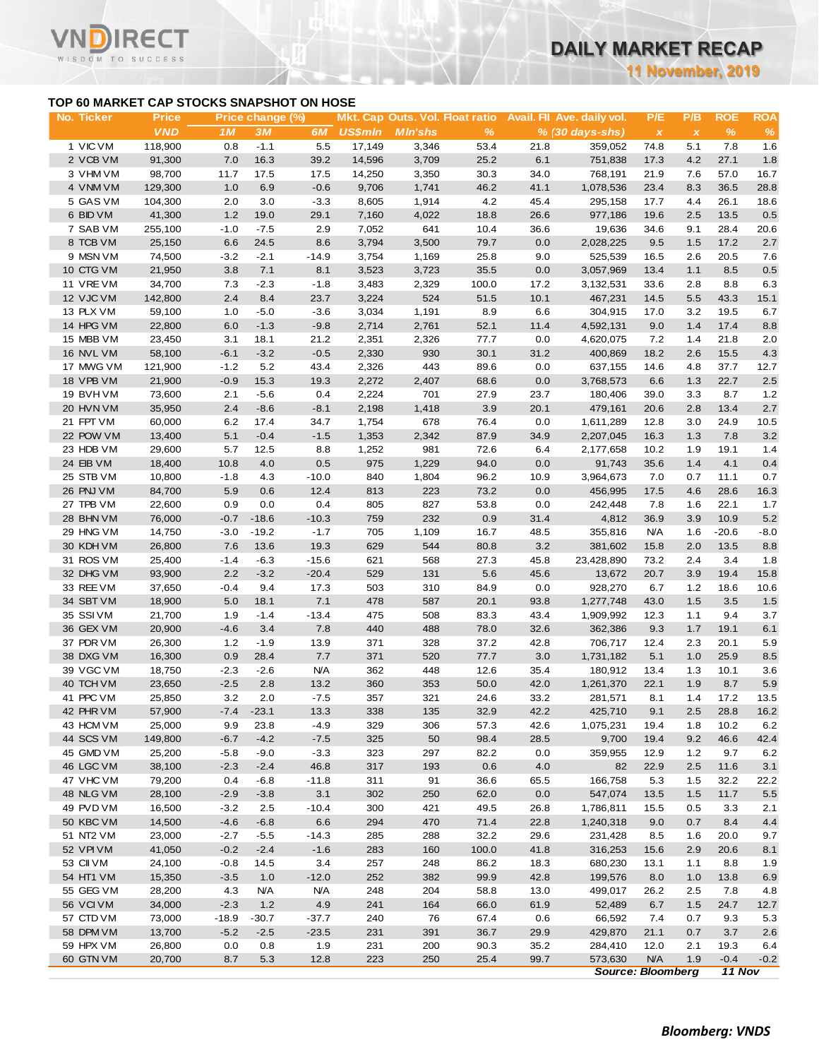## TOP 60 MARKET CAP STOCKS SNAPSHOT ON HOSE

| No. | Ticker | Price | Price change (%) | | | Mkt. Cap | Outs. Vol. | Float ratio | Avail. Fll | Ave. daily vol. | P/E | P/B | ROE | ROA |
|---|---|---|---|---|---|---|---|---|---|---|---|---|---|---|
| | | VND | 1M | 3M | 6M | US$mln | Mln'shs | % | % | (30 days-shs) | x | x | % | % |
| 1 | VIC VM | 118,900 | 0.8 | -1.1 | 5.5 | 17,149 | 3,346 | 53.4 | 21.8 | 359,052 | 74.8 | 5.1 | 7.8 | 1.6 |
| 2 | VCB VM | 91,300 | 7.0 | 16.3 | 39.2 | 14,596 | 3,709 | 25.2 | 6.1 | 751,838 | 17.3 | 4.2 | 27.1 | 1.8 |
| 3 | VHM VM | 98,700 | 11.7 | 17.5 | 17.5 | 14,250 | 3,350 | 30.3 | 34.0 | 768,191 | 21.9 | 7.6 | 57.0 | 16.7 |
| 4 | VNM VM | 129,300 | 1.0 | 6.9 | -0.6 | 9,706 | 1,741 | 46.2 | 41.1 | 1,078,536 | 23.4 | 8.3 | 36.5 | 28.8 |
| 5 | GAS VM | 104,300 | 2.0 | 3.0 | -3.3 | 8,605 | 1,914 | 4.2 | 45.4 | 295,158 | 17.7 | 4.4 | 26.1 | 18.6 |
| 6 | BID VM | 41,300 | 1.2 | 19.0 | 29.1 | 7,160 | 4,022 | 18.8 | 26.6 | 977,186 | 19.6 | 2.5 | 13.5 | 0.5 |
| 7 | SAB VM | 255,100 | -1.0 | -7.5 | 2.9 | 7,052 | 641 | 10.4 | 36.6 | 19,636 | 34.6 | 9.1 | 28.4 | 20.6 |
| 8 | TCB VM | 25,150 | 6.6 | 24.5 | 8.6 | 3,794 | 3,500 | 79.7 | 0.0 | 2,028,225 | 9.5 | 1.5 | 17.2 | 2.7 |
| 9 | MSN VM | 74,500 | -3.2 | -2.1 | -14.9 | 3,754 | 1,169 | 25.8 | 9.0 | 525,539 | 16.5 | 2.6 | 20.5 | 7.6 |
| 10 | CTG VM | 21,950 | 3.8 | 7.1 | 8.1 | 3,523 | 3,723 | 35.5 | 0.0 | 3,057,969 | 13.4 | 1.1 | 8.5 | 0.5 |
| 11 | VRE VM | 34,700 | 7.3 | -2.3 | -1.8 | 3,483 | 2,329 | 100.0 | 17.2 | 3,132,531 | 33.6 | 2.8 | 8.8 | 6.3 |
| 12 | VJC VM | 142,800 | 2.4 | 8.4 | 23.7 | 3,224 | 524 | 51.5 | 10.1 | 467,231 | 14.5 | 5.5 | 43.3 | 15.1 |
| 13 | PLX VM | 59,100 | 1.0 | -5.0 | -3.6 | 3,034 | 1,191 | 8.9 | 6.6 | 304,915 | 17.0 | 3.2 | 19.5 | 6.7 |
| 14 | HPG VM | 22,800 | 6.0 | -1.3 | -9.8 | 2,714 | 2,761 | 52.1 | 11.4 | 4,592,131 | 9.0 | 1.4 | 17.4 | 8.8 |
| 15 | MBB VM | 23,450 | 3.1 | 18.1 | 21.2 | 2,351 | 2,326 | 77.7 | 0.0 | 4,620,075 | 7.2 | 1.4 | 21.8 | 2.0 |
| 16 | NVL VM | 58,100 | -6.1 | -3.2 | -0.5 | 2,330 | 930 | 30.1 | 31.2 | 400,869 | 18.2 | 2.6 | 15.5 | 4.3 |
| 17 | MWG VM | 121,900 | -1.2 | 5.2 | 43.4 | 2,326 | 443 | 89.6 | 0.0 | 637,155 | 14.6 | 4.8 | 37.7 | 12.7 |
| 18 | VPB VM | 21,900 | -0.9 | 15.3 | 19.3 | 2,272 | 2,407 | 68.6 | 0.0 | 3,768,573 | 6.6 | 1.3 | 22.7 | 2.5 |
| 19 | BVH VM | 73,600 | 2.1 | -5.6 | 0.4 | 2,224 | 701 | 27.9 | 23.7 | 180,406 | 39.0 | 3.3 | 8.7 | 1.2 |
| 20 | HVN VM | 35,950 | 2.4 | -8.6 | -8.1 | 2,198 | 1,418 | 3.9 | 20.1 | 479,161 | 20.6 | 2.8 | 13.4 | 2.7 |
| 21 | FPT VM | 60,000 | 6.2 | 17.4 | 34.7 | 1,754 | 678 | 76.4 | 0.0 | 1,611,289 | 12.8 | 3.0 | 24.9 | 10.5 |
| 22 | POW VM | 13,400 | 5.1 | -0.4 | -1.5 | 1,353 | 2,342 | 87.9 | 34.9 | 2,207,045 | 16.3 | 1.3 | 7.8 | 3.2 |
| 23 | HDB VM | 29,600 | 5.7 | 12.5 | 8.8 | 1,252 | 981 | 72.6 | 6.4 | 2,177,658 | 10.2 | 1.9 | 19.1 | 1.4 |
| 24 | EIB VM | 18,400 | 10.8 | 4.0 | 0.5 | 975 | 1,229 | 94.0 | 0.0 | 91,743 | 35.6 | 1.4 | 4.1 | 0.4 |
| 25 | STB VM | 10,800 | -1.8 | 4.3 | -10.0 | 840 | 1,804 | 96.2 | 10.9 | 3,964,673 | 7.0 | 0.7 | 11.1 | 0.7 |
| 26 | PNJ VM | 84,700 | 5.9 | 0.6 | 12.4 | 813 | 223 | 73.2 | 0.0 | 456,995 | 17.5 | 4.6 | 28.6 | 16.3 |
| 27 | TPB VM | 22,600 | 0.9 | 0.0 | 0.4 | 805 | 827 | 53.8 | 0.0 | 242,448 | 7.8 | 1.6 | 22.1 | 1.7 |
| 28 | BHN VM | 76,000 | -0.7 | -18.6 | -10.3 | 759 | 232 | 0.9 | 31.4 | 4,812 | 36.9 | 3.9 | 10.9 | 5.2 |
| 29 | HNG VM | 14,750 | -3.0 | -19.2 | -1.7 | 705 | 1,109 | 16.7 | 48.5 | 355,816 | N/A | 1.6 | -20.6 | -8.0 |
| 30 | KDH VM | 26,800 | 7.6 | 13.6 | 19.3 | 629 | 544 | 80.8 | 3.2 | 381,602 | 15.8 | 2.0 | 13.5 | 8.8 |
| 31 | ROS VM | 25,400 | -1.4 | -6.3 | -15.6 | 621 | 568 | 27.3 | 45.8 | 23,428,890 | 73.2 | 2.4 | 3.4 | 1.8 |
| 32 | DHG VM | 93,900 | 2.2 | -3.2 | -20.4 | 529 | 131 | 5.6 | 45.6 | 13,672 | 20.7 | 3.9 | 19.4 | 15.8 |
| 33 | REE VM | 37,650 | -0.4 | 9.4 | 17.3 | 503 | 310 | 84.9 | 0.0 | 928,270 | 6.7 | 1.2 | 18.6 | 10.6 |
| 34 | SBT VM | 18,900 | 5.0 | 18.1 | 7.1 | 478 | 587 | 20.1 | 93.8 | 1,277,748 | 43.0 | 1.5 | 3.5 | 1.5 |
| 35 | SSI VM | 21,700 | 1.9 | -1.4 | -13.4 | 475 | 508 | 83.3 | 43.4 | 1,909,992 | 12.3 | 1.1 | 9.4 | 3.7 |
| 36 | GEX VM | 20,900 | -4.6 | 3.4 | 7.8 | 440 | 488 | 78.0 | 32.6 | 362,386 | 9.3 | 1.7 | 19.1 | 6.1 |
| 37 | PDR VM | 26,300 | 1.2 | -1.9 | 13.9 | 371 | 328 | 37.2 | 42.8 | 706,717 | 12.4 | 2.3 | 20.1 | 5.9 |
| 38 | DXG VM | 16,300 | 0.9 | 28.4 | 7.7 | 371 | 520 | 77.7 | 3.0 | 1,731,182 | 5.1 | 1.0 | 25.9 | 8.5 |
| 39 | VGC VM | 18,750 | -2.3 | -2.6 | N/A | 362 | 448 | 12.6 | 35.4 | 180,912 | 13.4 | 1.3 | 10.1 | 3.6 |
| 40 | TCH VM | 23,650 | -2.5 | 2.8 | 13.2 | 360 | 353 | 50.0 | 42.0 | 1,261,370 | 22.1 | 1.9 | 8.7 | 5.9 |
| 41 | PPC VM | 25,850 | 3.2 | 2.0 | -7.5 | 357 | 321 | 24.6 | 33.2 | 281,571 | 8.1 | 1.4 | 17.2 | 13.5 |
| 42 | PHR VM | 57,900 | -7.4 | -23.1 | 13.3 | 338 | 135 | 32.9 | 42.2 | 425,710 | 9.1 | 2.5 | 28.8 | 16.2 |
| 43 | HCM VM | 25,000 | 9.9 | 23.8 | -4.9 | 329 | 306 | 57.3 | 42.6 | 1,075,231 | 19.4 | 1.8 | 10.2 | 6.2 |
| 44 | SCS VM | 149,800 | -6.7 | -4.2 | -7.5 | 325 | 50 | 98.4 | 28.5 | 9,700 | 19.4 | 9.2 | 46.6 | 42.4 |
| 45 | GMD VM | 25,200 | -5.8 | -9.0 | -3.3 | 323 | 297 | 82.2 | 0.0 | 359,955 | 12.9 | 1.2 | 9.7 | 6.2 |
| 46 | LGC VM | 38,100 | -2.3 | -2.4 | 46.8 | 317 | 193 | 0.6 | 4.0 | 82 | 22.9 | 2.5 | 11.6 | 3.1 |
| 47 | VHC VM | 79,200 | 0.4 | -6.8 | -11.8 | 311 | 91 | 36.6 | 65.5 | 166,758 | 5.3 | 1.5 | 32.2 | 22.2 |
| 48 | NLG VM | 28,100 | -2.9 | -3.8 | 3.1 | 302 | 250 | 62.0 | 0.0 | 547,074 | 13.5 | 1.5 | 11.7 | 5.5 |
| 49 | PVD VM | 16,500 | -3.2 | 2.5 | -10.4 | 300 | 421 | 49.5 | 26.8 | 1,786,811 | 15.5 | 0.5 | 3.3 | 2.1 |
| 50 | KBC VM | 14,500 | -4.6 | -6.8 | 6.6 | 294 | 470 | 71.4 | 22.8 | 1,240,318 | 9.0 | 0.7 | 8.4 | 4.4 |
| 51 | NT2 VM | 23,000 | -2.7 | -5.5 | -14.3 | 285 | 288 | 32.2 | 29.6 | 231,428 | 8.5 | 1.6 | 20.0 | 9.7 |
| 52 | VPI VM | 41,050 | -0.2 | -2.4 | -1.6 | 283 | 160 | 100.0 | 41.8 | 316,253 | 15.6 | 2.9 | 20.6 | 8.1 |
| 53 | CII VM | 24,100 | -0.8 | 14.5 | 3.4 | 257 | 248 | 86.2 | 18.3 | 680,230 | 13.1 | 1.1 | 8.8 | 1.9 |
| 54 | HT1 VM | 15,350 | -3.5 | 1.0 | -12.0 | 252 | 382 | 99.9 | 42.8 | 199,576 | 8.0 | 1.0 | 13.8 | 6.9 |
| 55 | GEG VM | 28,200 | 4.3 | N/A | N/A | 248 | 204 | 58.8 | 13.0 | 499,017 | 26.2 | 2.5 | 7.8 | 4.8 |
| 56 | VCI VM | 34,000 | -2.3 | 1.2 | 4.9 | 241 | 164 | 66.0 | 61.9 | 52,489 | 6.7 | 1.5 | 24.7 | 12.7 |
| 57 | CTD VM | 73,000 | -18.9 | -30.7 | -37.7 | 240 | 76 | 67.4 | 0.6 | 66,592 | 7.4 | 0.7 | 9.3 | 5.3 |
| 58 | DPM VM | 13,700 | -5.2 | -2.5 | -23.5 | 231 | 391 | 36.7 | 29.9 | 429,870 | 21.1 | 0.7 | 3.7 | 2.6 |
| 59 | HPX VM | 26,800 | 0.0 | 0.8 | 1.9 | 231 | 200 | 90.3 | 35.2 | 284,410 | 12.0 | 2.1 | 19.3 | 6.4 |
| 60 | GTN VM | 20,700 | 8.7 | 5.3 | 12.8 | 223 | 250 | 25.4 | 99.7 | 573,630 | N/A | 1.9 | -0.4 | -0.2 |

*Source: Bloomberg* — *11 Nov*

***Bloomberg: VNDS***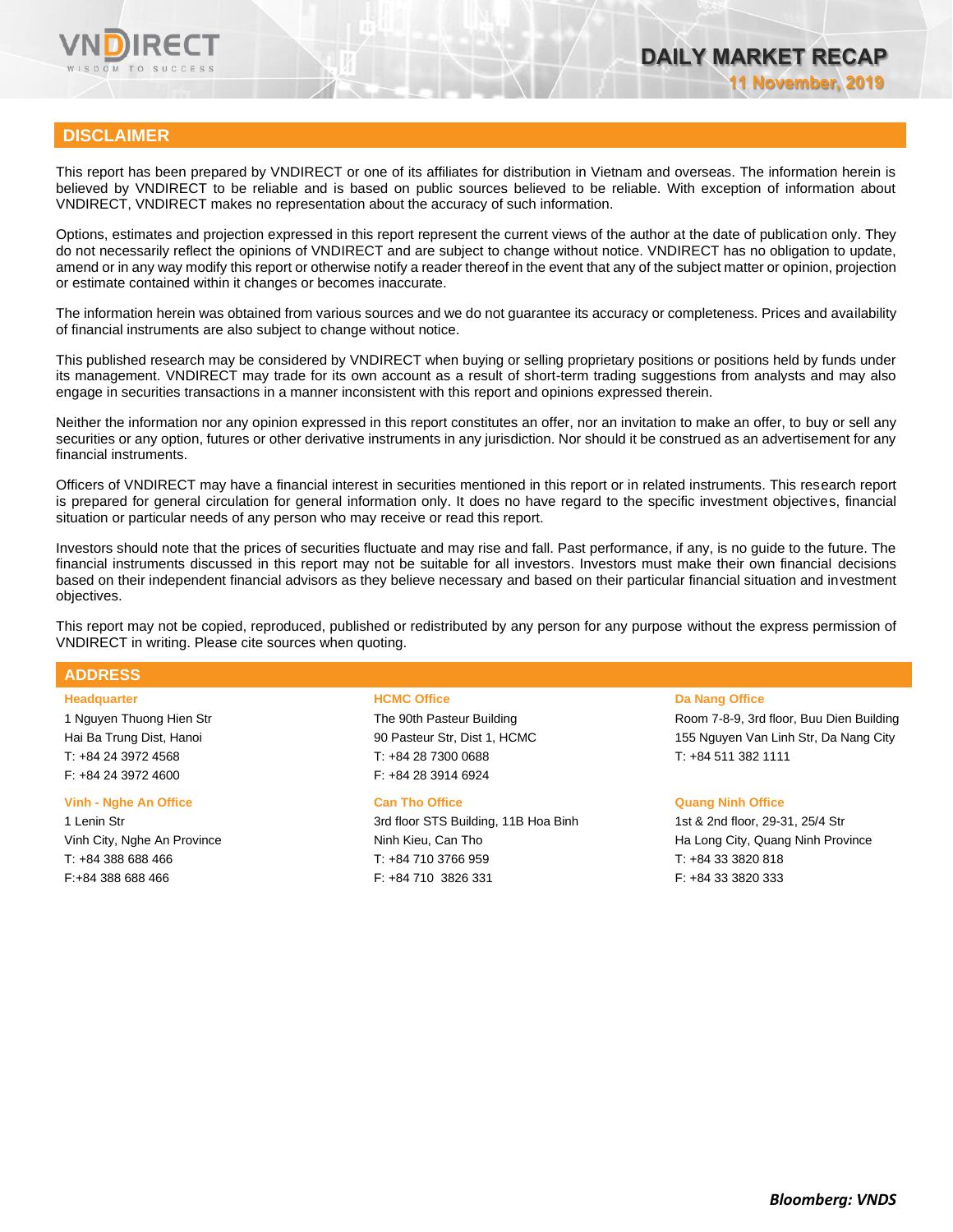## DISCLAIMER

This report has been prepared by VNDIRECT or one of its affiliates for distribution in Vietnam and overseas. The information herein is believed by VNDIRECT to be reliable and is based on public sources believed to be reliable. With exception of information about VNDIRECT, VNDIRECT makes no representation about the accuracy of such information.

Options, estimates and projection expressed in this report represent the current views of the author at the date of publication only. They do not necessarily reflect the opinions of VNDIRECT and are subject to change without notice. VNDIRECT has no obligation to update, amend or in any way modify this report or otherwise notify a reader thereof in the event that any of the subject matter or opinion, projection or estimate contained within it changes or becomes inaccurate.

The information herein was obtained from various sources and we do not guarantee its accuracy or completeness. Prices and availability of financial instruments are also subject to change without notice.

This published research may be considered by VNDIRECT when buying or selling proprietary positions or positions held by funds under its management. VNDIRECT may trade for its own account as a result of short-term trading suggestions from analysts and may also engage in securities transactions in a manner inconsistent with this report and opinions expressed therein.

Neither the information nor any opinion expressed in this report constitutes an offer, nor an invitation to make an offer, to buy or sell any securities or any option, futures or other derivative instruments in any jurisdiction. Nor should it be construed as an advertisement for any financial instruments.

Officers of VNDIRECT may have a financial interest in securities mentioned in this report or in related instruments. This research report is prepared for general circulation for general information only. It does no have regard to the specific investment objectives, financial situation or particular needs of any person who may receive or read this report.

Investors should note that the prices of securities fluctuate and may rise and fall. Past performance, if any, is no guide to the future. The financial instruments discussed in this report may not be suitable for all investors. Investors must make their own financial decisions based on their independent financial advisors as they believe necessary and based on their particular financial situation and investment objectives.

This report may not be copied, reproduced, published or redistributed by any person for any purpose without the express permission of VNDIRECT in writing. Please cite sources when quoting.

## ADDRESS

**Headquarter**
1 Nguyen Thuong Hien Str
Hai Ba Trung Dist, Hanoi
T: +84 24 3972 4568
F: +84 24 3972 4600

**HCMC Office**
The 90th Pasteur Building
90 Pasteur Str, Dist 1, HCMC
T: +84 28 7300 0688
F: +84 28 3914 6924

**Da Nang Office**
Room 7-8-9, 3rd floor, Buu Dien Building
155 Nguyen Van Linh Str, Da Nang City
T: +84 511 382 1111

**Vinh - Nghe An Office**
1 Lenin Str
Vinh City, Nghe An Province
T: +84 388 688 466
F:+84 388 688 466

**Can Tho Office**
3rd floor STS Building, 11B Hoa Binh
Ninh Kieu, Can Tho
T: +84 710 3766 959
F: +84 710 3826 331

**Quang Ninh Office**
1st & 2nd floor, 29-31, 25/4 Str
Ha Long City, Quang Ninh Province
T: +84 33 3820 818
F: +84 33 3820 333

***Bloomberg: VNDS***